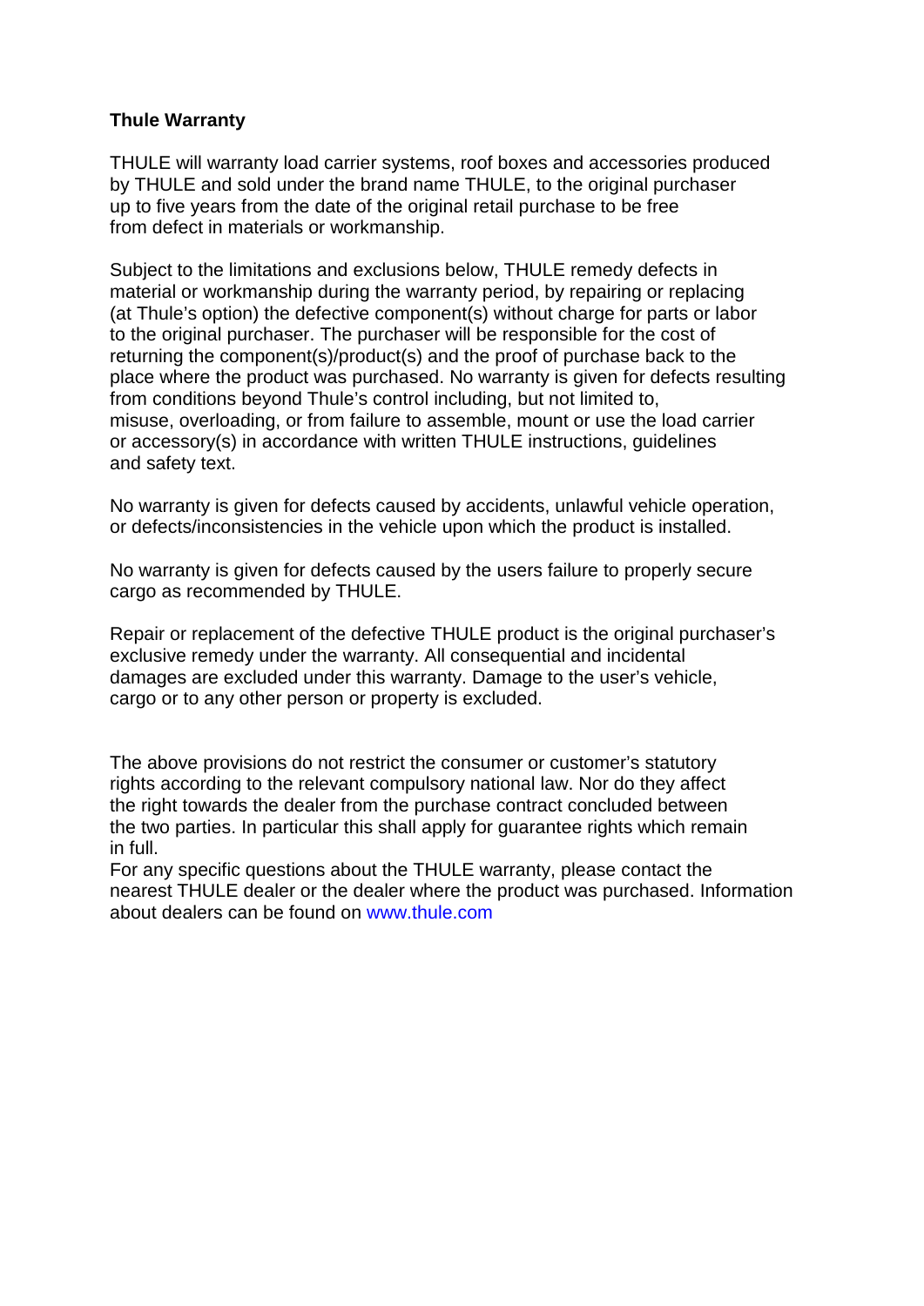**Thule Warranty**

THULE will warranty load carrier systems, roof boxes and accessories produced by THULE and sold under the brand name THULE, to the original purchaser up to five years from the date of the original retail purchase to be free from defect in materials or workmanship.

Subject to the limitations and exclusions below, THULE remedy defects in material or workmanship during the warranty period, by repairing or replacing (at Thule's option) the defective component(s) without charge for parts or labor to the original purchaser. The purchaser will be responsible for the cost of returning the component(s)/product(s) and the proof of purchase back to the place where the product was purchased. No warranty is given for defects resulting from conditions beyond Thule's control including, but not limited to, misuse, overloading, or from failure to assemble, mount or use the load carrier or accessory(s) in accordance with written THULE instructions, guidelines and safety text.

No warranty is given for defects caused by accidents, unlawful vehicle operation, or defects/inconsistencies in the vehicle upon which the product is installed.

No warranty is given for defects caused by the users failure to properly secure cargo as recommended by THULE.

Repair or replacement of the defective THULE product is the original purchaser's exclusive remedy under the warranty. All consequential and incidental damages are excluded under this warranty. Damage to the user's vehicle, cargo or to any other person or property is excluded.

The above provisions do not restrict the consumer or customer's statutory rights according to the relevant compulsory national law. Nor do they affect the right towards the dealer from the purchase contract concluded between the two parties. In particular this shall apply for guarantee rights which remain in full.
For any specific questions about the THULE warranty, please contact the nearest THULE dealer or the dealer where the product was purchased. Information about dealers can be found on www.thule.com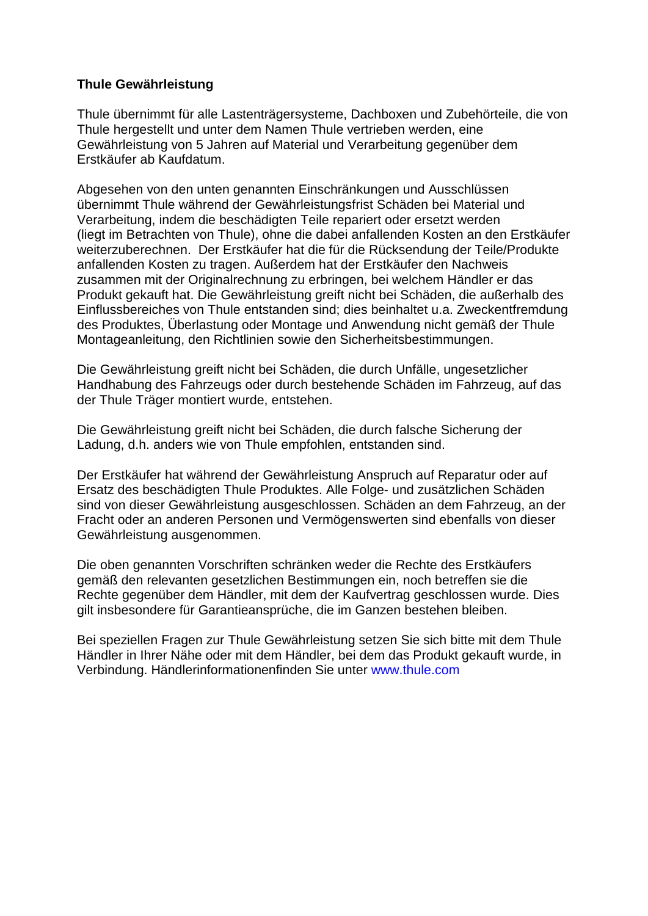**Thule Gewährleistung**

Thule übernimmt für alle Lastenträgersysteme, Dachboxen und Zubehörteile, die von Thule hergestellt und unter dem Namen Thule vertrieben werden, eine Gewährleistung von 5 Jahren auf Material und Verarbeitung gegenüber dem Erstkäufer ab Kaufdatum.

Abgesehen von den unten genannten Einschränkungen und Ausschlüssen übernimmt Thule während der Gewährleistungsfrist Schäden bei Material und Verarbeitung, indem die beschädigten Teile repariert oder ersetzt werden (liegt im Betrachten von Thule), ohne die dabei anfallenden Kosten an den Erstkäufer weiterzuberechnen. Der Erstkäufer hat die für die Rücksendung der Teile/Produkte anfallenden Kosten zu tragen. Außerdem hat der Erstkäufer den Nachweis zusammen mit der Originalrechnung zu erbringen, bei welchem Händler er das Produkt gekauft hat. Die Gewährleistung greift nicht bei Schäden, die außerhalb des Einflussbereiches von Thule entstanden sind; dies beinhaltet u.a. Zweckentfremdung des Produktes, Überlastung oder Montage und Anwendung nicht gemäß der Thule Montageanleitung, den Richtlinien sowie den Sicherheitsbestimmungen.

Die Gewährleistung greift nicht bei Schäden, die durch Unfälle, ungesetzlicher Handhabung des Fahrzeugs oder durch bestehende Schäden im Fahrzeug, auf das der Thule Träger montiert wurde, entstehen.

Die Gewährleistung greift nicht bei Schäden, die durch falsche Sicherung der Ladung, d.h. anders wie von Thule empfohlen, entstanden sind.

Der Erstkäufer hat während der Gewährleistung Anspruch auf Reparatur oder auf Ersatz des beschädigten Thule Produktes. Alle Folge- und zusätzlichen Schäden sind von dieser Gewährleistung ausgeschlossen. Schäden an dem Fahrzeug, an der Fracht oder an anderen Personen und Vermögenswerten sind ebenfalls von dieser Gewährleistung ausgenommen.

Die oben genannten Vorschriften schränken weder die Rechte des Erstkäufers gemäß den relevanten gesetzlichen Bestimmungen ein, noch betreffen sie die Rechte gegenüber dem Händler, mit dem der Kaufvertrag geschlossen wurde. Dies gilt insbesondere für Garantieansprüche, die im Ganzen bestehen bleiben.

Bei speziellen Fragen zur Thule Gewährleistung setzen Sie sich bitte mit dem Thule Händler in Ihrer Nähe oder mit dem Händler, bei dem das Produkt gekauft wurde, in Verbindung. Händlerinformationenfinden Sie unter www.thule.com